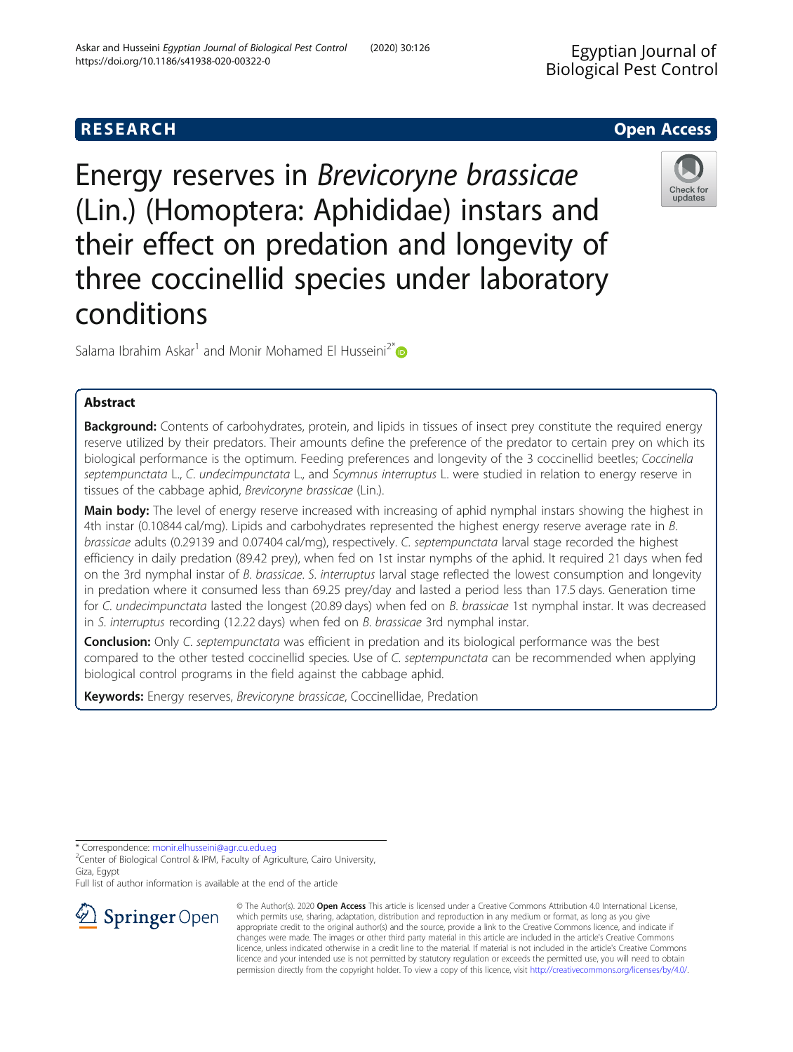**RESEARCH** **Open Access**

# Energy reserves in *Brevicoryne brassicae* (Lin.) (Homoptera: Aphididae) instars and their effect on predation and longevity of three coccinellid species under laboratory conditions

Salama Ibrahim Askar[1] and Monir Mohamed El Husseini[2*]

## Abstract

**Background:** Contents of carbohydrates, protein, and lipids in tissues of insect prey constitute the required energy reserve utilized by their predators. Their amounts define the preference of the predator to certain prey on which its biological performance is the optimum. Feeding preferences and longevity of the 3 coccinellid beetles; *Coccinella septempunctata* L., *C. undecimpunctata* L., and *Scymnus interruptus* L. were studied in relation to energy reserve in tissues of the cabbage aphid, *Brevicoryne brassicae* (Lin.).

**Main body:** The level of energy reserve increased with increasing of aphid nymphal instars showing the highest in 4th instar (0.10844 cal/mg). Lipids and carbohydrates represented the highest energy reserve average rate in *B. brassicae* adults (0.29139 and 0.07404 cal/mg), respectively. *C. septempunctata* larval stage recorded the highest efficiency in daily predation (89.42 prey), when fed on 1st instar nymphs of the aphid. It required 21 days when fed on the 3rd nymphal instar of *B. brassicae*. *S. interruptus* larval stage reflected the lowest consumption and longevity in predation where it consumed less than 69.25 prey/day and lasted a period less than 17.5 days. Generation time for *C. undecimpunctata* lasted the longest (20.89 days) when fed on *B. brassicae* 1st nymphal instar. It was decreased in *S. interruptus* recording (12.22 days) when fed on *B. brassicae* 3rd nymphal instar.

**Conclusion:** Only *C. septempunctata* was efficient in predation and its biological performance was the best compared to the other tested coccinellid species. Use of *C. septempunctata* can be recommended when applying biological control programs in the field against the cabbage aphid.

**Keywords:** Energy reserves, *Brevicoryne brassicae*, Coccinellidae, Predation

---

* Correspondence: monir.elhusseini@agr.cu.edu.eg
[2]Center of Biological Control & IPM, Faculty of Agriculture, Cairo University, Giza, Egypt
Full list of author information is available at the end of the article

© The Author(s). 2020 **Open Access** This article is licensed under a Creative Commons Attribution 4.0 International License, which permits use, sharing, adaptation, distribution and reproduction in any medium or format, as long as you give appropriate credit to the original author(s) and the source, provide a link to the Creative Commons licence, and indicate if changes were made. The images or other third party material in this article are included in the article's Creative Commons licence, unless indicated otherwise in a credit line to the material. If material is not included in the article's Creative Commons licence and your intended use is not permitted by statutory regulation or exceeds the permitted use, you will need to obtain permission directly from the copyright holder. To view a copy of this licence, visit http://creativecommons.org/licenses/by/4.0/.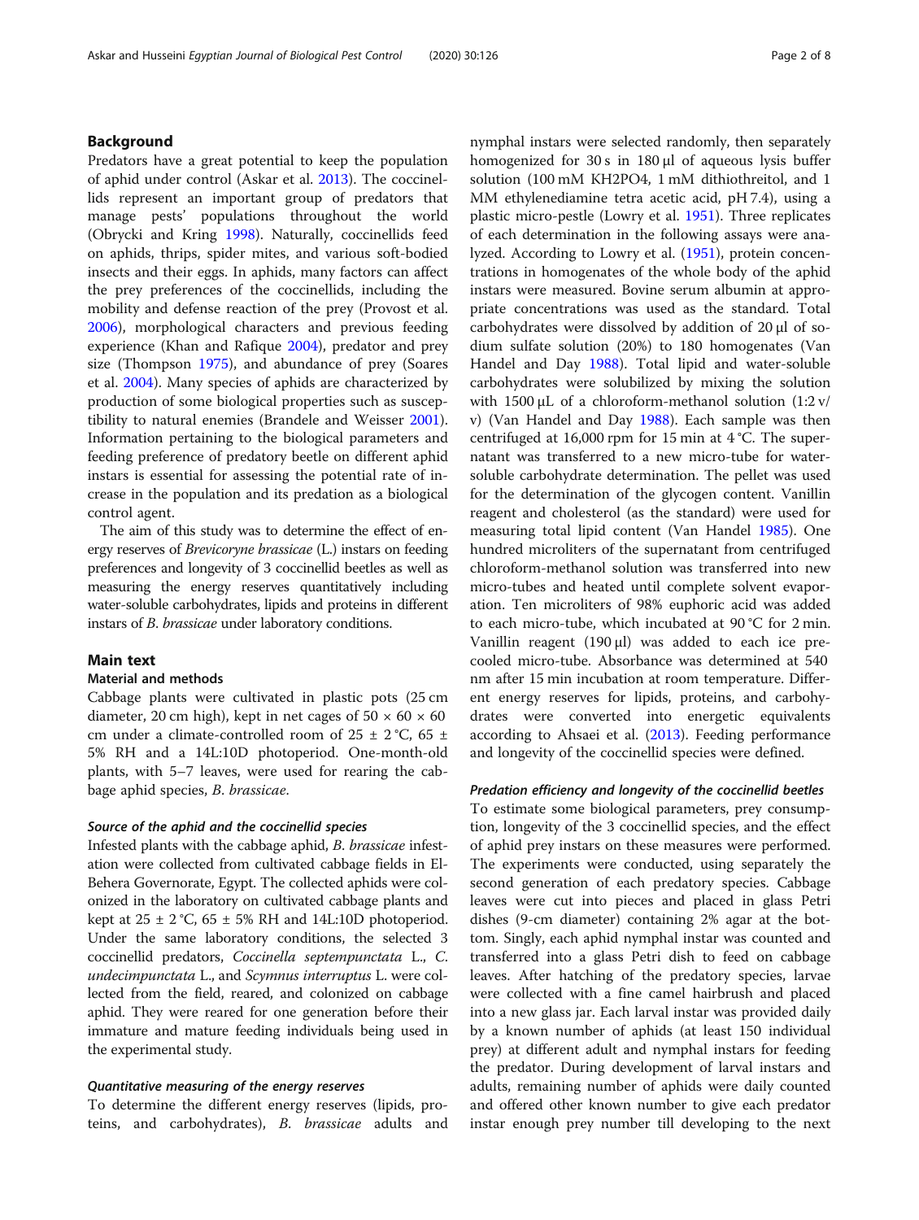## Background

Predators have a great potential to keep the population of aphid under control (Askar et al. 2013). The coccinellids represent an important group of predators that manage pests' populations throughout the world (Obrycki and Kring 1998). Naturally, coccinellids feed on aphids, thrips, spider mites, and various soft-bodied insects and their eggs. In aphids, many factors can affect the prey preferences of the coccinellids, including the mobility and defense reaction of the prey (Provost et al. 2006), morphological characters and previous feeding experience (Khan and Rafique 2004), predator and prey size (Thompson 1975), and abundance of prey (Soares et al. 2004). Many species of aphids are characterized by production of some biological properties such as susceptibility to natural enemies (Brandele and Weisser 2001). Information pertaining to the biological parameters and feeding preference of predatory beetle on different aphid instars is essential for assessing the potential rate of increase in the population and its predation as a biological control agent.

The aim of this study was to determine the effect of energy reserves of *Brevicoryne brassicae* (L.) instars on feeding preferences and longevity of 3 coccinellid beetles as well as measuring the energy reserves quantitatively including water-soluble carbohydrates, lipids and proteins in different instars of *B. brassicae* under laboratory conditions.

## Main text

### Material and methods

Cabbage plants were cultivated in plastic pots (25 cm diameter, 20 cm high), kept in net cages of 50 × 60 × 60 cm under a climate-controlled room of 25 ± 2 °C, 65 ± 5% RH and a 14L:10D photoperiod. One-month-old plants, with 5–7 leaves, were used for rearing the cabbage aphid species, *B. brassicae*.

#### *Source of the aphid and the coccinellid species*

Infested plants with the cabbage aphid, *B. brassicae* infestation were collected from cultivated cabbage fields in El-Behera Governorate, Egypt. The collected aphids were colonized in the laboratory on cultivated cabbage plants and kept at 25 ± 2 °C, 65 ± 5% RH and 14L:10D photoperiod. Under the same laboratory conditions, the selected 3 coccinellid predators, *Coccinella septempunctata* L., *C. undecimpunctata* L., and *Scymnus interruptus* L. were collected from the field, reared, and colonized on cabbage aphid. They were reared for one generation before their immature and mature feeding individuals being used in the experimental study.

#### *Quantitative measuring of the energy reserves*

To determine the different energy reserves (lipids, proteins, and carbohydrates), *B. brassicae* adults and nymphal instars were selected randomly, then separately homogenized for 30 s in 180 μl of aqueous lysis buffer solution (100 mM $KH_2PO_4$, 1 mM dithiothreitol, and 1 MM ethylenediamine tetra acetic acid, pH 7.4), using a plastic micro-pestle (Lowry et al. 1951). Three replicates of each determination in the following assays were analyzed. According to Lowry et al. (1951), protein concentrations in homogenates of the whole body of the aphid instars were measured. Bovine serum albumin at appropriate concentrations was used as the standard. Total carbohydrates were dissolved by addition of 20 μl of sodium sulfate solution (20%) to 180 homogenates (Van Handel and Day 1988). Total lipid and water-soluble carbohydrates were solubilized by mixing the solution with 1500 μL of a chloroform-methanol solution (1:2 v/v) (Van Handel and Day 1988). Each sample was then centrifuged at 16,000 rpm for 15 min at 4 °C. The supernatant was transferred to a new micro-tube for water-soluble carbohydrate determination. The pellet was used for the determination of the glycogen content. Vanillin reagent and cholesterol (as the standard) were used for measuring total lipid content (Van Handel 1985). One hundred microliters of the supernatant from centrifuged chloroform-methanol solution was transferred into new micro-tubes and heated until complete solvent evaporation. Ten microliters of 98% euphoric acid was added to each micro-tube, which incubated at 90 °C for 2 min. Vanillin reagent (190 μl) was added to each ice pre-cooled micro-tube. Absorbance was determined at 540 nm after 15 min incubation at room temperature. Different energy reserves for lipids, proteins, and carbohydrates were converted into energetic equivalents according to Ahsaei et al. (2013). Feeding performance and longevity of the coccinellid species were defined.

#### *Predation efficiency and longevity of the coccinellid beetles*

To estimate some biological parameters, prey consumption, longevity of the 3 coccinellid species, and the effect of aphid prey instars on these measures were performed. The experiments were conducted, using separately the second generation of each predatory species. Cabbage leaves were cut into pieces and placed in glass Petri dishes (9-cm diameter) containing 2% agar at the bottom. Singly, each aphid nymphal instar was counted and transferred into a glass Petri dish to feed on cabbage leaves. After hatching of the predatory species, larvae were collected with a fine camel hairbrush and placed into a new glass jar. Each larval instar was provided daily by a known number of aphids (at least 150 individual prey) at different adult and nymphal instars for feeding the predator. During development of larval instars and adults, remaining number of aphids were daily counted and offered other known number to give each predator instar enough prey number till developing to the next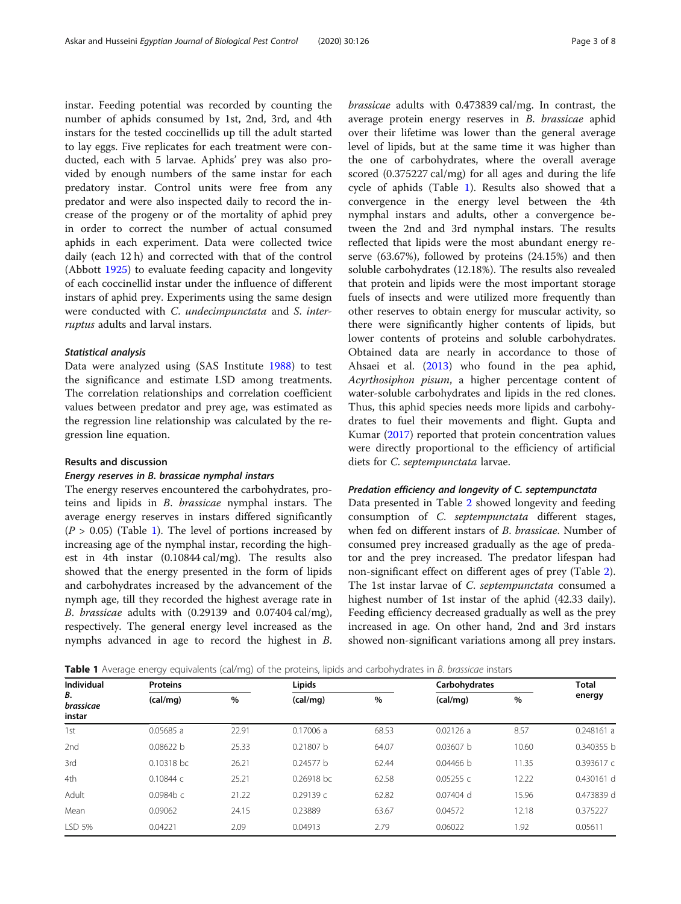instar. Feeding potential was recorded by counting the number of aphids consumed by 1st, 2nd, 3rd, and 4th instars for the tested coccinellids up till the adult started to lay eggs. Five replicates for each treatment were conducted, each with 5 larvae. Aphids' prey was also provided by enough numbers of the same instar for each predatory instar. Control units were free from any predator and were also inspected daily to record the increase of the progeny or of the mortality of aphid prey in order to correct the number of actual consumed aphids in each experiment. Data were collected twice daily (each 12 h) and corrected with that of the control (Abbott 1925) to evaluate feeding capacity and longevity of each coccinellid instar under the influence of different instars of aphid prey. Experiments using the same design were conducted with *C. undecimpunctata* and *S. interruptus* adults and larval instars.

#### *Statistical analysis*

Data were analyzed using (SAS Institute 1988) to test the significance and estimate LSD among treatments. The correlation relationships and correlation coefficient values between predator and prey age, was estimated as the regression line relationship was calculated by the regression line equation.

### Results and discussion

#### *Energy reserves in B. brassicae nymphal instars*

The energy reserves encountered the carbohydrates, proteins and lipids in *B. brassicae* nymphal instars. The average energy reserves in instars differed significantly ($P > 0.05$) (Table 1). The level of portions increased by increasing age of the nymphal instar, recording the highest in 4th instar (0.10844 cal/mg). The results also showed that the energy presented in the form of lipids and carbohydrates increased by the advancement of the nymph age, till they recorded the highest average rate in *B. brassicae* adults with (0.29139 and 0.07404 cal/mg), respectively. The general energy level increased as the nymphs advanced in age to record the highest in *B. brassicae* adults with 0.473839 cal/mg. In contrast, the average protein energy reserves in *B. brassicae* aphid over their lifetime was lower than the general average level of lipids, but at the same time it was higher than the one of carbohydrates, where the overall average scored (0.375227 cal/mg) for all ages and during the life cycle of aphids (Table 1). Results also showed that a convergence in the energy level between the 4th nymphal instars and adults, other a convergence between the 2nd and 3rd nymphal instars. The results reflected that lipids were the most abundant energy reserve (63.67%), followed by proteins (24.15%) and then soluble carbohydrates (12.18%). The results also revealed that protein and lipids were the most important storage fuels of insects and were utilized more frequently than other reserves to obtain energy for muscular activity, so there were significantly higher contents of lipids, but lower contents of proteins and soluble carbohydrates. Obtained data are nearly in accordance to those of Ahsaei et al. (2013) who found in the pea aphid, *Acyrthosiphon pisum*, a higher percentage content of water-soluble carbohydrates and lipids in the red clones. Thus, this aphid species needs more lipids and carbohydrates to fuel their movements and flight. Gupta and Kumar (2017) reported that protein concentration values were directly proportional to the efficiency of artificial diets for *C. septempunctata* larvae.

#### *Predation efficiency and longevity of C. septempunctata*

Data presented in Table 2 showed longevity and feeding consumption of *C. septempunctata* different stages, when fed on different instars of *B. brassicae*. Number of consumed prey increased gradually as the age of predator and the prey increased. The predator lifespan had non-significant effect on different ages of prey (Table 2). The 1st instar larvae of *C. septempunctata* consumed a highest number of 1st instar of the aphid (42.33 daily). Feeding efficiency decreased gradually as well as the prey increased in age. On other hand, 2nd and 3rd instars showed non-significant variations among all prey instars.

**Table 1** Average energy equivalents (cal/mg) of the proteins, lipids and carbohydrates in *B. brassicae* instars

| Individual *B. brassicae* instar | Proteins | | Lipids | | Carbohydrates | | Total energy |
|---|---|---|---|---|---|---|---|
| | (cal/mg) | % | (cal/mg) | % | (cal/mg) | % | |
| 1st | 0.05685 a | 22.91 | 0.17006 a | 68.53 | 0.02126 a | 8.57 | 0.248161 a |
| 2nd | 0.08622 b | 25.33 | 0.21807 b | 64.07 | 0.03607 b | 10.60 | 0.340355 b |
| 3rd | 0.10318 bc | 26.21 | 0.24577 b | 62.44 | 0.04466 b | 11.35 | 0.393617 c |
| 4th | 0.10844 c | 25.21 | 0.26918 bc | 62.58 | 0.05255 c | 12.22 | 0.430161 d |
| Adult | 0.0984b c | 21.22 | 0.29139 c | 62.82 | 0.07404 d | 15.96 | 0.473839 d |
| Mean | 0.09062 | 24.15 | 0.23889 | 63.67 | 0.04572 | 12.18 | 0.375227 |
| LSD 5% | 0.04221 | 2.09 | 0.04913 | 2.79 | 0.06022 | 1.92 | 0.05611 |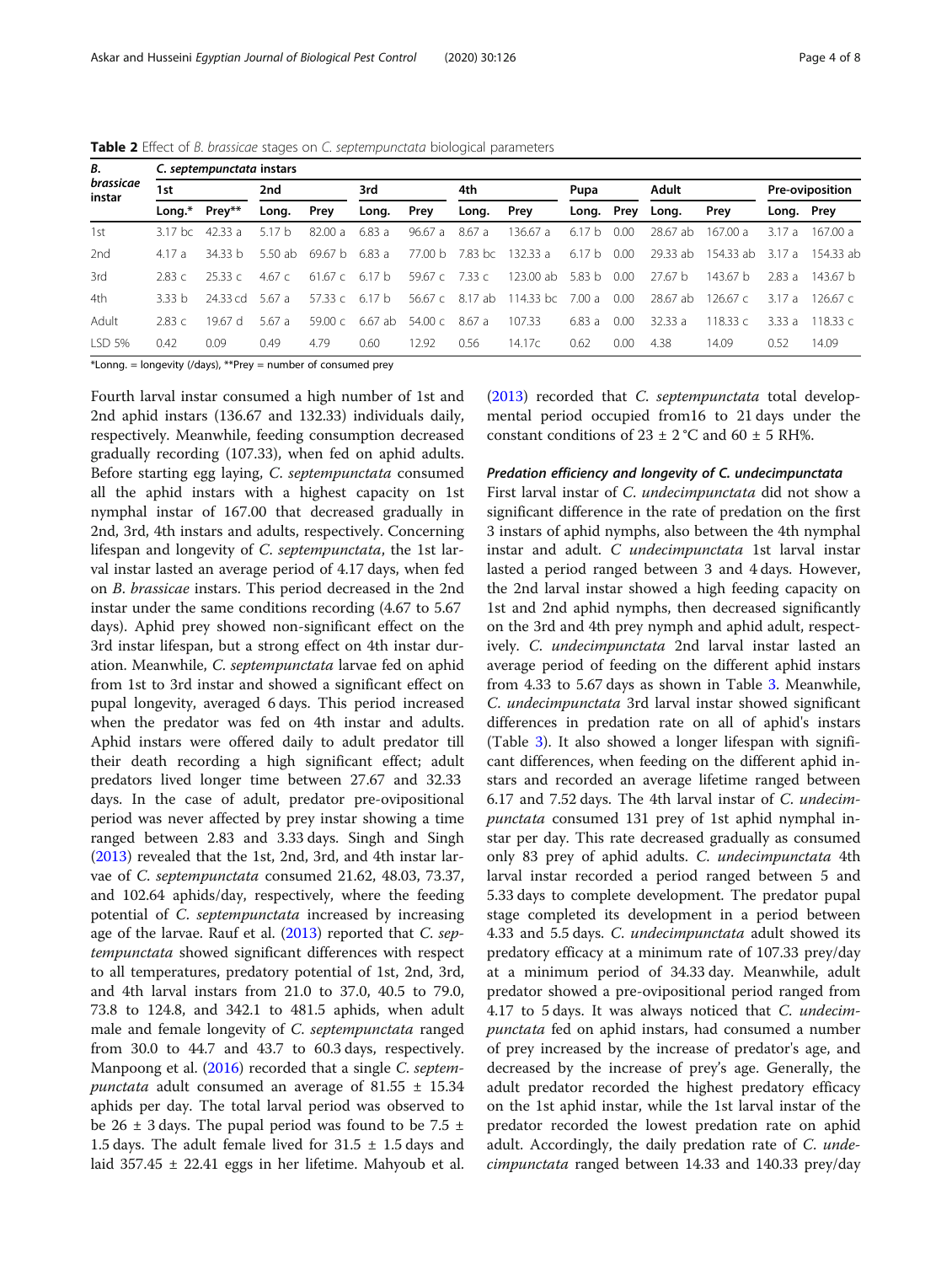**Table 2** Effect of *B. brassicae* stages on *C. septempunctata* biological parameters

| *B. brassicae* instar | *C. septempunctata* instars | | | | | | | | | | | | | |
|---|---|---|---|---|---|---|---|---|---|---|---|---|---|---|
| | 1st | | 2nd | | 3rd | | 4th | | Pupa | | Adult | | Pre-oviposition | |
| | Long.* | Prey** | Long. | Prey | Long. | Prey | Long. | Prey | Long. | Prey | Long. | Prey | Long. | Prey |
| 1st | 3.17 bc | 42.33 a | 5.17 b | 82.00 a | 6.83 a | 96.67 a | 8.67 a | 136.67 a | 6.17 b | 0.00 | 28.67 ab | 167.00 a | 3.17 a | 167.00 a |
| 2nd | 4.17 a | 34.33 b | 5.50 ab | 69.67 b | 6.83 a | 77.00 b | 7.83 bc | 132.33 a | 6.17 b | 0.00 | 29.33 ab | 154.33 ab | 3.17 a | 154.33 ab |
| 3rd | 2.83 c | 25.33 c | 4.67 c | 61.67 c | 6.17 b | 59.67 c | 7.33 c | 123.00 ab | 5.83 b | 0.00 | 27.67 b | 143.67 b | 2.83 a | 143.67 b |
| 4th | 3.33 b | 24.33 cd | 5.67 a | 57.33 c | 6.17 b | 56.67 c | 8.17 ab | 114.33 bc | 7.00 a | 0.00 | 28.67 ab | 126.67 c | 3.17 a | 126.67 c |
| Adult | 2.83 c | 19.67 d | 5.67 a | 59.00 c | 6.67 ab | 54.00 c | 8.67 a | 107.33 | 6.83 a | 0.00 | 32.33 a | 118.33 c | 3.33 a | 118.33 c |
| LSD 5% | 0.42 | 0.09 | 0.49 | 4.79 | 0.60 | 12.92 | 0.56 | 14.17c | 0.62 | 0.00 | 4.38 | 14.09 | 0.52 | 14.09 |

*Lonng. = longevity (/days), **Prey = number of consumed prey

Fourth larval instar consumed a high number of 1st and 2nd aphid instars (136.67 and 132.33) individuals daily, respectively. Meanwhile, feeding consumption decreased gradually recording (107.33), when fed on aphid adults. Before starting egg laying, *C. septempunctata* consumed all the aphid instars with a highest capacity on 1st nymphal instar of 167.00 that decreased gradually in 2nd, 3rd, 4th instars and adults, respectively. Concerning lifespan and longevity of *C. septempunctata*, the 1st larval instar lasted an average period of 4.17 days, when fed on *B. brassicae* instars. This period decreased in the 2nd instar under the same conditions recording (4.67 to 5.67 days). Aphid prey showed non-significant effect on the 3rd instar lifespan, but a strong effect on 4th instar duration. Meanwhile, *C. septempunctata* larvae fed on aphid from 1st to 3rd instar and showed a significant effect on pupal longevity, averaged 6 days. This period increased when the predator was fed on 4th instar and adults. Aphid instars were offered daily to adult predator till their death recording a high significant effect; adult predators lived longer time between 27.67 and 32.33 days. In the case of adult, predator pre-ovipositional period was never affected by prey instar showing a time ranged between 2.83 and 3.33 days. Singh and Singh (2013) revealed that the 1st, 2nd, 3rd, and 4th instar larvae of *C. septempunctata* consumed 21.62, 48.03, 73.37, and 102.64 aphids/day, respectively, where the feeding potential of *C. septempunctata* increased by increasing age of the larvae. Rauf et al. (2013) reported that *C. septempunctata* showed significant differences with respect to all temperatures, predatory potential of 1st, 2nd, 3rd, and 4th larval instars from 21.0 to 37.0, 40.5 to 79.0, 73.8 to 124.8, and 342.1 to 481.5 aphids, when adult male and female longevity of *C. septempunctata* ranged from 30.0 to 44.7 and 43.7 to 60.3 days, respectively. Manpoong et al. (2016) recorded that a single *C. septempunctata* adult consumed an average of 81.55 ± 15.34 aphids per day. The total larval period was observed to be 26 ± 3 days. The pupal period was found to be 7.5 ± 1.5 days. The adult female lived for 31.5 ± 1.5 days and laid 357.45 ± 22.41 eggs in her lifetime. Mahyoub et al. (2013) recorded that *C. septempunctata* total developmental period occupied from16 to 21 days under the constant conditions of 23 ± 2 °C and 60 ± 5 RH%.

#### Predation efficiency and longevity of *C. undecimpunctata*

First larval instar of *C. undecimpunctata* did not show a significant difference in the rate of predation on the first 3 instars of aphid nymphs, also between the 4th nymphal instar and adult. *C undecimpunctata* 1st larval instar lasted a period ranged between 3 and 4 days. However, the 2nd larval instar showed a high feeding capacity on 1st and 2nd aphid nymphs, then decreased significantly on the 3rd and 4th prey nymph and aphid adult, respectively. *C. undecimpunctata* 2nd larval instar lasted an average period of feeding on the different aphid instars from 4.33 to 5.67 days as shown in Table 3. Meanwhile, *C. undecimpunctata* 3rd larval instar showed significant differences in predation rate on all of aphid's instars (Table 3). It also showed a longer lifespan with significant differences, when feeding on the different aphid instars and recorded an average lifetime ranged between 6.17 and 7.52 days. The 4th larval instar of *C. undecimpunctata* consumed 131 prey of 1st aphid nymphal instar per day. This rate decreased gradually as consumed only 83 prey of aphid adults. *C. undecimpunctata* 4th larval instar recorded a period ranged between 5 and 5.33 days to complete development. The predator pupal stage completed its development in a period between 4.33 and 5.5 days. *C. undecimpunctata* adult showed its predatory efficacy at a minimum rate of 107.33 prey/day at a minimum period of 34.33 day. Meanwhile, adult predator showed a pre-ovipositional period ranged from 4.17 to 5 days. It was always noticed that *C. undecimpunctata* fed on aphid instars, had consumed a number of prey increased by the increase of predator's age, and decreased by the increase of prey's age. Generally, the adult predator recorded the highest predatory efficacy on the 1st aphid instar, while the 1st larval instar of the predator recorded the lowest predation rate on aphid adult. Accordingly, the daily predation rate of *C. undecimpunctata* ranged between 14.33 and 140.33 prey/day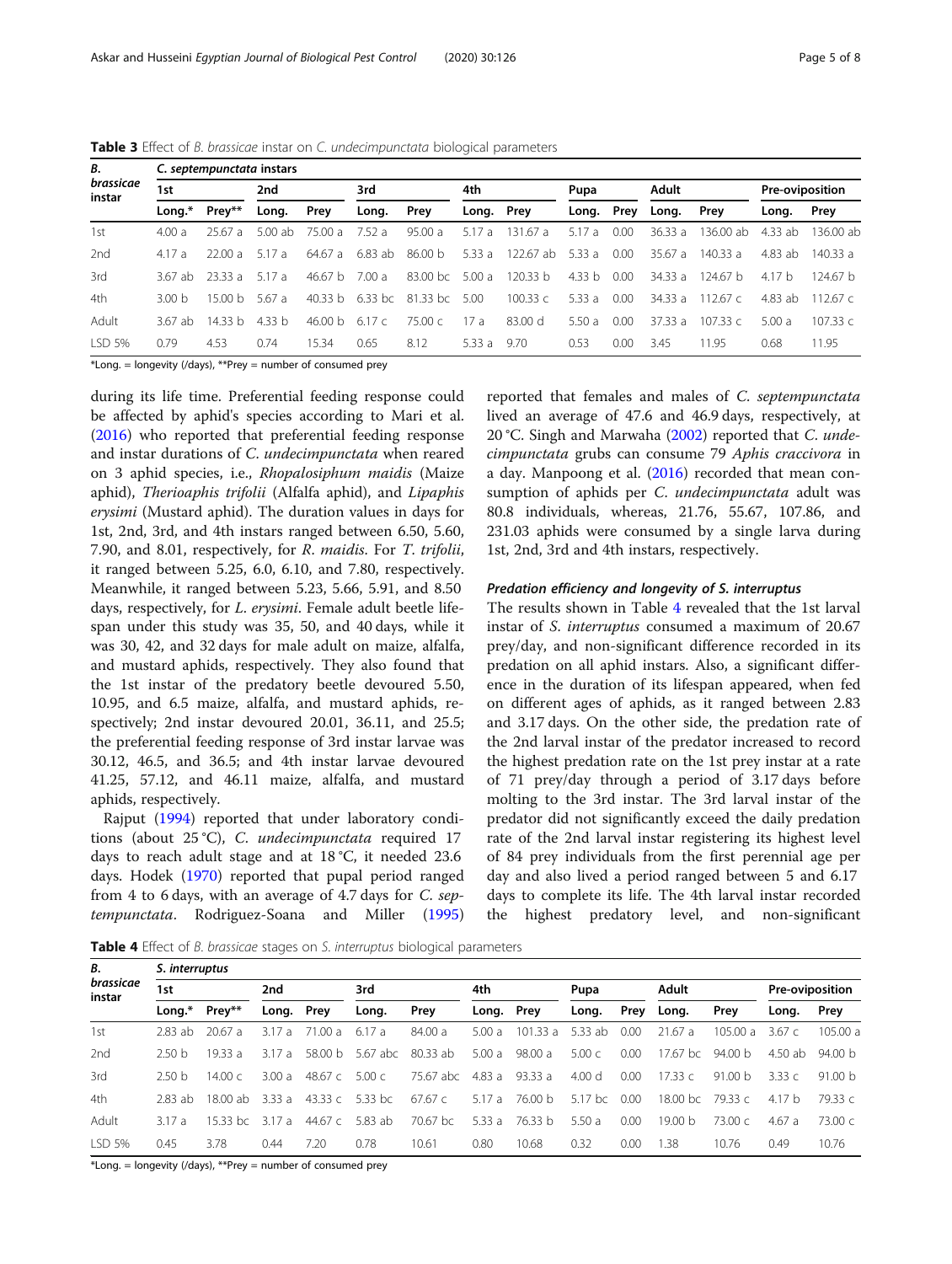**Table 3** Effect of *B. brassicae* instar on *C. undecimpunctata* biological parameters

| *B. brassicae* instar | *C. septempunctata* instars | | | | | | | | | | | | | |
|---|---|---|---|---|---|---|---|---|---|---|---|---|---|---|
| | 1st | | 2nd | | 3rd | | 4th | | Pupa | | Adult | | Pre-oviposition | |
| | Long.* | Prey** | Long. | Prey | Long. | Prey | Long. | Prey | Long. | Prey | Long. | Prey | Long. | Prey |
| 1st | 4.00 a | 25.67 a | 5.00 ab | 75.00 a | 7.52 a | 95.00 a | 5.17 a | 131.67 a | 5.17 a | 0.00 | 36.33 a | 136.00 ab | 4.33 ab | 136.00 ab |
| 2nd | 4.17 a | 22.00 a | 5.17 a | 64.67 a | 6.83 ab | 86.00 b | 5.33 a | 122.67 ab | 5.33 a | 0.00 | 35.67 a | 140.33 a | 4.83 ab | 140.33 a |
| 3rd | 3.67 ab | 23.33 a | 5.17 a | 46.67 b | 7.00 a | 83.00 bc | 5.00 a | 120.33 b | 4.33 b | 0.00 | 34.33 a | 124.67 b | 4.17 b | 124.67 b |
| 4th | 3.00 b | 15.00 b | 5.67 a | 40.33 b | 6.33 bc | 81.33 bc | 5.00 | 100.33 c | 5.33 a | 0.00 | 34.33 a | 112.67 c | 4.83 ab | 112.67 c |
| Adult | 3.67 ab | 14.33 b | 4.33 b | 46.00 b | 6.17 c | 75.00 c | 17 a | 83.00 d | 5.50 a | 0.00 | 37.33 a | 107.33 c | 5.00 a | 107.33 c |
| LSD 5% | 0.79 | 4.53 | 0.74 | 15.34 | 0.65 | 8.12 | 5.33 a | 9.70 | 0.53 | 0.00 | 3.45 | 11.95 | 0.68 | 11.95 |

*Long. = longevity (/days), **Prey = number of consumed prey

during its life time. Preferential feeding response could be affected by aphid's species according to Mari et al. (2016) who reported that preferential feeding response and instar durations of *C. undecimpunctata* when reared on 3 aphid species, i.e., *Rhopalosiphum maidis* (Maize aphid), *Therioaphis trifolii* (Alfalfa aphid), and *Lipaphis erysimi* (Mustard aphid). The duration values in days for 1st, 2nd, 3rd, and 4th instars ranged between 6.50, 5.60, 7.90, and 8.01, respectively, for *R. maidis*. For *T. trifolii*, it ranged between 5.25, 6.0, 6.10, and 7.80, respectively. Meanwhile, it ranged between 5.23, 5.66, 5.91, and 8.50 days, respectively, for *L. erysimi*. Female adult beetle lifespan under this study was 35, 50, and 40 days, while it was 30, 42, and 32 days for male adult on maize, alfalfa, and mustard aphids, respectively. They also found that the 1st instar of the predatory beetle devoured 5.50, 10.95, and 6.5 maize, alfalfa, and mustard aphids, respectively; 2nd instar devoured 20.01, 36.11, and 25.5; the preferential feeding response of 3rd instar larvae was 30.12, 46.5, and 36.5; and 4th instar larvae devoured 41.25, 57.12, and 46.11 maize, alfalfa, and mustard aphids, respectively.

Rajput (1994) reported that under laboratory conditions (about 25 °C), *C. undecimpunctata* required 17 days to reach adult stage and at 18 °C, it needed 23.6 days. Hodek (1970) reported that pupal period ranged from 4 to 6 days, with an average of 4.7 days for *C. septempunctata*. Rodriguez-Soana and Miller (1995) reported that females and males of *C. septempunctata* lived an average of 47.6 and 46.9 days, respectively, at 20 °C. Singh and Marwaha (2002) reported that *C. undecimpunctata* grubs can consume 79 *Aphis craccivora* in a day. Manpoong et al. (2016) recorded that mean consumption of aphids per *C. undecimpunctata* adult was 80.8 individuals, whereas, 21.76, 55.67, 107.86, and 231.03 aphids were consumed by a single larva during 1st, 2nd, 3rd and 4th instars, respectively.

#### Predation efficiency and longevity of *S. interruptus*

The results shown in Table 4 revealed that the 1st larval instar of *S. interruptus* consumed a maximum of 20.67 prey/day, and non-significant difference recorded in its predation on all aphid instars. Also, a significant difference in the duration of its lifespan appeared, when fed on different ages of aphids, as it ranged between 2.83 and 3.17 days. On the other side, the predation rate of the 2nd larval instar of the predator increased to record the highest predation rate on the 1st prey instar at a rate of 71 prey/day through a period of 3.17 days before molting to the 3rd instar. The 3rd larval instar of the predator did not significantly exceed the daily predation rate of the 2nd larval instar registering its highest level of 84 prey individuals from the first perennial age per day and also lived a period ranged between 5 and 6.17 days to complete its life. The 4th larval instar recorded the highest predatory level, and non-significant

**Table 4** Effect of *B. brassicae* stages on *S. interruptus* biological parameters

| *B. brassicae* instar | *S. interruptus* | | | | | | | | | | | | | |
|---|---|---|---|---|---|---|---|---|---|---|---|---|---|---|
| | 1st | | 2nd | | 3rd | | 4th | | Pupa | | Adult | | Pre-oviposition | |
| | Long.* | Prey** | Long. | Prey | Long. | Prey | Long. | Prey | Long. | Prey | Long. | Prey | Long. | Prey |
| 1st | 2.83 ab | 20.67 a | 3.17 a | 71.00 a | 6.17 a | 84.00 a | 5.00 a | 101.33 a | 5.33 ab | 0.00 | 21.67 a | 105.00 a | 3.67 c | 105.00 a |
| 2nd | 2.50 b | 19.33 a | 3.17 a | 58.00 b | 5.67 abc | 80.33 ab | 5.00 a | 98.00 a | 5.00 c | 0.00 | 17.67 bc | 94.00 b | 4.50 ab | 94.00 b |
| 3rd | 2.50 b | 14.00 c | 3.00 a | 48.67 c | 5.00 c | 75.67 abc | 4.83 a | 93.33 a | 4.00 d | 0.00 | 17.33 c | 91.00 b | 3.33 c | 91.00 b |
| 4th | 2.83 ab | 18.00 ab | 3.33 a | 43.33 c | 5.33 bc | 67.67 c | 5.17 a | 76.00 b | 5.17 bc | 0.00 | 18.00 bc | 79.33 c | 4.17 b | 79.33 c |
| Adult | 3.17 a | 15.33 bc | 3.17 a | 44.67 c | 5.83 ab | 70.67 bc | 5.33 a | 76.33 b | 5.50 a | 0.00 | 19.00 b | 73.00 c | 4.67 a | 73.00 c |
| LSD 5% | 0.45 | 3.78 | 0.44 | 7.20 | 0.78 | 10.61 | 0.80 | 10.68 | 0.32 | 0.00 | 1.38 | 10.76 | 0.49 | 10.76 |

*Long. = longevity (/days), **Prey = number of consumed prey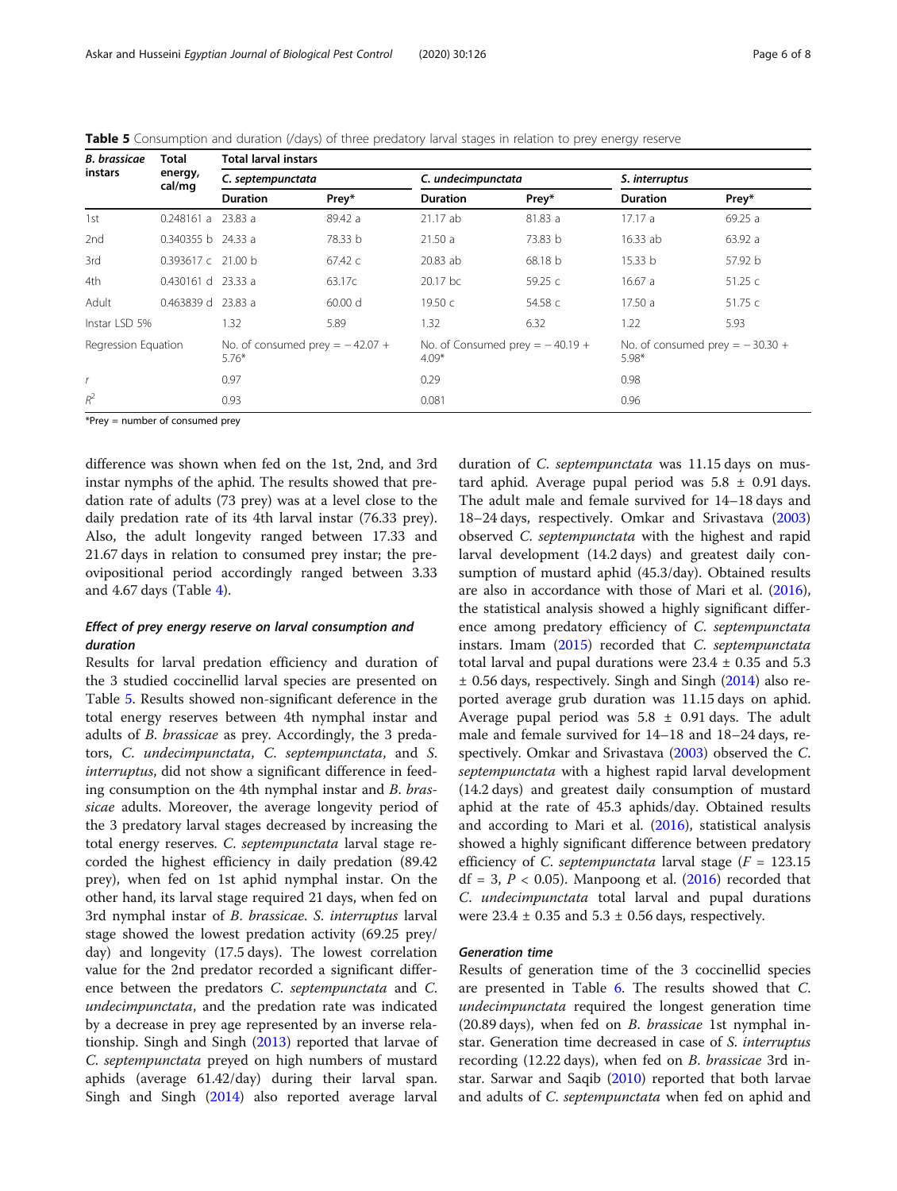**Table 5** Consumption and duration (/days) of three predatory larval stages in relation to prey energy reserve

| *B. brassicae* instars | Total energy, cal/mg | Total larval instars | | | | | |
|---|---|---|---|---|---|---|---|
| | | *C. septempunctata* | | *C. undecimpunctata* | | *S. interruptus* | |
| | | Duration | Prey* | Duration | Prey* | Duration | Prey* |
| 1st | 0.248161 a | 23.83 a | 89.42 a | 21.17 ab | 81.83 a | 17.17 a | 69.25 a |
| 2nd | 0.340355 b | 24.33 a | 78.33 b | 21.50 a | 73.83 b | 16.33 ab | 63.92 a |
| 3rd | 0.393617 c | 21.00 b | 67.42 c | 20.83 ab | 68.18 b | 15.33 b | 57.92 b |
| 4th | 0.430161 d | 23.33 a | 63.17c | 20.17 bc | 59.25 c | 16.67 a | 51.25 c |
| Adult | 0.463839 d | 23.83 a | 60.00 d | 19.50 c | 54.58 c | 17.50 a | 51.75 c |
| Instar LSD 5% | | 1.32 | 5.89 | 1.32 | 6.32 | 1.22 | 5.93 |
| Regression Equation | | No. of consumed prey = − 42.07 + 5.76* | | No. of Consumed prey = − 40.19 + 4.09* | | No. of consumed prey = − 30.30 + 5.98* | |
| $r$ | | 0.97 | | 0.29 | | 0.98 | |
| $R^2$ | | 0.93 | | 0.081 | | 0.96 | |

*Prey = number of consumed prey

difference was shown when fed on the 1st, 2nd, and 3rd instar nymphs of the aphid. The results showed that predation rate of adults (73 prey) was at a level close to the daily predation rate of its 4th larval instar (76.33 prey). Also, the adult longevity ranged between 17.33 and 21.67 days in relation to consumed prey instar; the pre-ovipositional period accordingly ranged between 3.33 and 4.67 days (Table 4).

### Effect of prey energy reserve on larval consumption and duration

Results for larval predation efficiency and duration of the 3 studied coccinellid larval species are presented on Table 5. Results showed non-significant deference in the total energy reserves between 4th nymphal instar and adults of *B. brassicae* as prey. Accordingly, the 3 predators, *C. undecimpunctata*, *C. septempunctata*, and *S. interruptus*, did not show a significant difference in feeding consumption on the 4th nymphal instar and *B. brassicae* adults. Moreover, the average longevity period of the 3 predatory larval stages decreased by increasing the total energy reserves. *C. septempunctata* larval stage recorded the highest efficiency in daily predation (89.42 prey), when fed on 1st aphid nymphal instar. On the other hand, its larval stage required 21 days, when fed on 3rd nymphal instar of *B. brassicae*. *S. interruptus* larval stage showed the lowest predation activity (69.25 prey/day) and longevity (17.5 days). The lowest correlation value for the 2nd predator recorded a significant difference between the predators *C. septempunctata* and *C. undecimpunctata*, and the predation rate was indicated by a decrease in prey age represented by an inverse relationship. Singh and Singh (2013) reported that larvae of *C. septempunctata* preyed on high numbers of mustard aphids (average 61.42/day) during their larval span. Singh and Singh (2014) also reported average larval duration of *C. septempunctata* was 11.15 days on mustard aphid. Average pupal period was 5.8 ± 0.91 days. The adult male and female survived for 14–18 days and 18–24 days, respectively. Omkar and Srivastava (2003) observed *C. septempunctata* with the highest and rapid larval development (14.2 days) and greatest daily consumption of mustard aphid (45.3/day). Obtained results are also in accordance with those of Mari et al. (2016), the statistical analysis showed a highly significant difference among predatory efficiency of *C. septempunctata* instars. Imam (2015) recorded that *C. septempunctata* total larval and pupal durations were 23.4 ± 0.35 and 5.3 ± 0.56 days, respectively. Singh and Singh (2014) also reported average grub duration was 11.15 days on aphid. Average pupal period was 5.8 ± 0.91 days. The adult male and female survived for 14–18 and 18–24 days, respectively. Omkar and Srivastava (2003) observed the *C. septempunctata* with a highest rapid larval development (14.2 days) and greatest daily consumption of mustard aphid at the rate of 45.3 aphids/day. Obtained results and according to Mari et al. (2016), statistical analysis showed a highly significant difference between predatory efficiency of *C. septempunctata* larval stage ($F$ = 123.15 df = 3, $P < 0.05$). Manpoong et al. (2016) recorded that *C. undecimpunctata* total larval and pupal durations were 23.4 ± 0.35 and 5.3 ± 0.56 days, respectively.

### Generation time

Results of generation time of the 3 coccinellid species are presented in Table 6. The results showed that *C. undecimpunctata* required the longest generation time (20.89 days), when fed on *B. brassicae* 1st nymphal instar. Generation time decreased in case of *S. interruptus* recording (12.22 days), when fed on *B. brassicae* 3rd instar. Sarwar and Saqib (2010) reported that both larvae and adults of *C. septempunctata* when fed on aphid and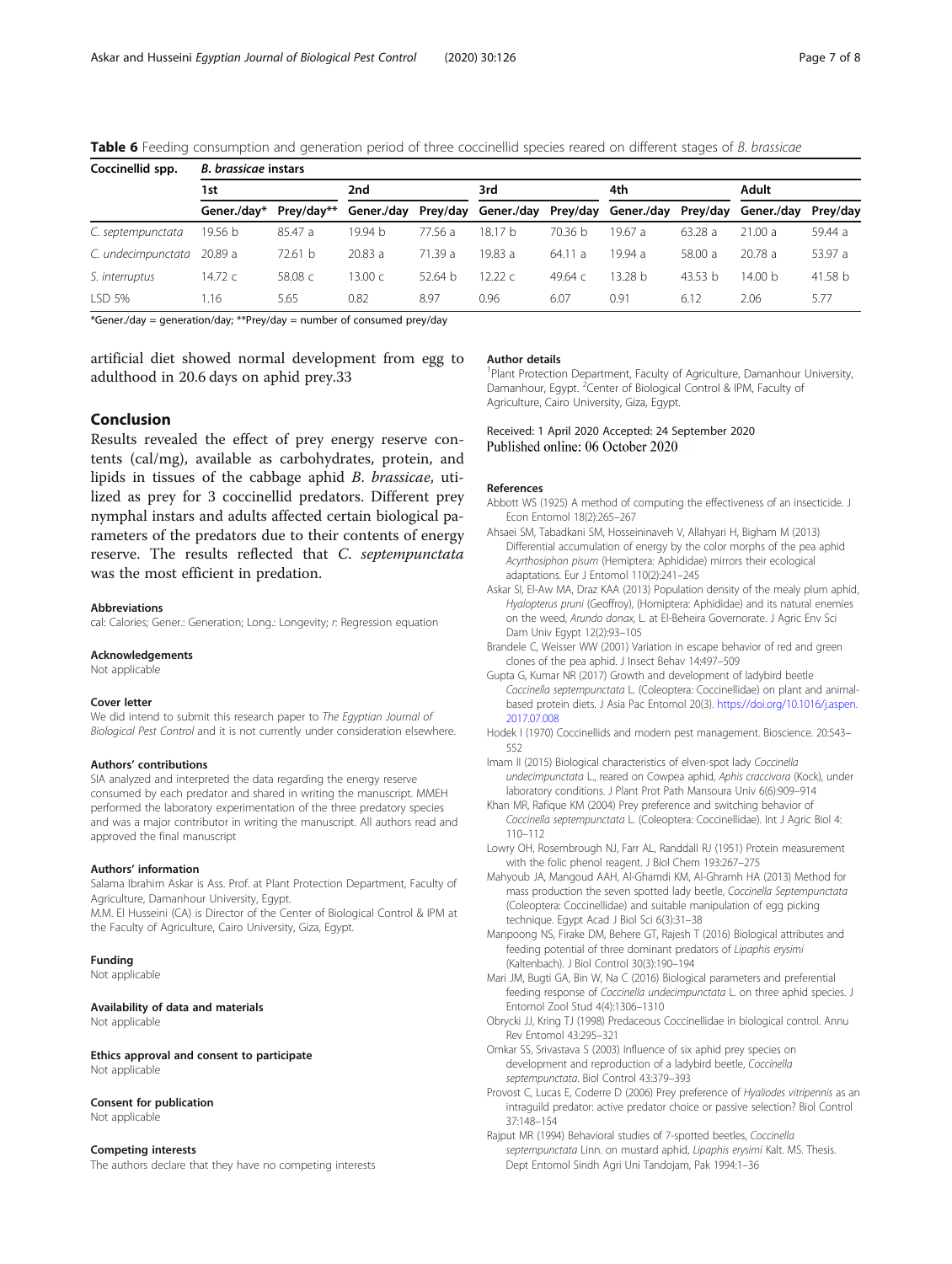**Table 6** Feeding consumption and generation period of three coccinellid species reared on different stages of *B. brassicae*

| Coccinellid spp. | *B. brassicae* instars | | | | | | | | | |
|---|---|---|---|---|---|---|---|---|---|---|
| | 1st | | 2nd | | 3rd | | 4th | | Adult | |
| | Gener./day* | Prey/day** | Gener./day | Prey/day | Gener./day | Prey/day | Gener./day | Prey/day | Gener./day | Prey/day |
| *C. septempunctata* | 19.56 b | 85.47 a | 19.94 b | 77.56 a | 18.17 b | 70.36 b | 19.67 a | 63.28 a | 21.00 a | 59.44 a |
| *C. undecimpunctata* | 20.89 a | 72.61 b | 20.83 a | 71.39 a | 19.83 a | 64.11 a | 19.94 a | 58.00 a | 20.78 a | 53.97 a |
| *S. interruptus* | 14.72 c | 58.08 c | 13.00 c | 52.64 b | 12.22 c | 49.64 c | 13.28 b | 43.53 b | 14.00 b | 41.58 b |
| LSD 5% | 1.16 | 5.65 | 0.82 | 8.97 | 0.96 | 6.07 | 0.91 | 6.12 | 2.06 | 5.77 |

*Gener./day = generation/day; **Prey/day = number of consumed prey/day

artificial diet showed normal development from egg to adulthood in 20.6 days on aphid prey.33

## Conclusion

Results revealed the effect of prey energy reserve contents (cal/mg), available as carbohydrates, protein, and lipids in tissues of the cabbage aphid *B. brassicae*, utilized as prey for 3 coccinellid predators. Different prey nymphal instars and adults affected certain biological parameters of the predators due to their contents of energy reserve. The results reflected that *C. septempunctata* was the most efficient in predation.

#### Abbreviations

cal: Calories; Gener.: Generation; Long.: Longevity; *r*: Regression equation

#### Acknowledgements

Not applicable

#### Cover letter

We did intend to submit this research paper to *The Egyptian Journal of Biological Pest Control* and it is not currently under consideration elsewhere.

#### Authors' contributions

SIA analyzed and interpreted the data regarding the energy reserve consumed by each predator and shared in writing the manuscript. MMEH performed the laboratory experimentation of the three predatory species and was a major contributor in writing the manuscript. All authors read and approved the final manuscript

#### Authors' information

Salama Ibrahim Askar is Ass. Prof. at Plant Protection Department, Faculty of Agriculture, Damanhour University, Egypt.

M.M. El Husseini (CA) is Director of the Center of Biological Control & IPM at the Faculty of Agriculture, Cairo University, Giza, Egypt.

#### Funding

Not applicable

#### Availability of data and materials

Not applicable

#### Ethics approval and consent to participate

Not applicable

#### Consent for publication

Not applicable

#### Competing interests

The authors declare that they have no competing interests

#### Author details

[1]Plant Protection Department, Faculty of Agriculture, Damanhour University, Damanhour, Egypt. [2]Center of Biological Control & IPM, Faculty of Agriculture, Cairo University, Giza, Egypt.

Received: 1 April 2020 Accepted: 24 September 2020
Published online: 06 October 2020

#### References

Abbott WS (1925) A method of computing the effectiveness of an insecticide. J Econ Entomol 18(2):265–267

Ahsaei SM, Tabadkani SM, Hosseininaveh V, Allahyari H, Bigham M (2013) Differential accumulation of energy by the color morphs of the pea aphid *Acyrthosiphon pisum* (Hemiptera: Aphididae) mirrors their ecological adaptations. Eur J Entomol 110(2):241–245

Askar SI, El-Aw MA, Draz KAA (2013) Population density of the mealy plum aphid, *Hyalopterus pruni* (Geoffroy), (Homiptera: Aphididae) and its natural enemies on the weed, *Arundo donax*, L. at El-Beheira Governorate. J Agric Env Sci Dam Univ Egypt 12(2):93–105

Brandele C, Weisser WW (2001) Variation in escape behavior of red and green clones of the pea aphid. J Insect Behav 14:497–509

Gupta G, Kumar NR (2017) Growth and development of ladybird beetle *Coccinella septempunctata* L. (Coleoptera: Coccinellidae) on plant and animal-based protein diets. J Asia Pac Entomol 20(3). https://doi.org/10.1016/j.aspen.2017.07.008

Hodek I (1970) Coccinellids and modern pest management. Bioscience. 20:543–552

Imam II (2015) Biological characteristics of elven-spot lady *Coccinella undecimpunctata* L., reared on Cowpea aphid, *Aphis craccivora* (Kock), under laboratory conditions. J Plant Prot Path Mansoura Univ 6(6):909–914

Khan MR, Rafique KM (2004) Prey preference and switching behavior of *Coccinella septempunctata* L. (Coleoptera: Coccinellidae). Int J Agric Biol 4: 110–112

Lowry OH, Rosembrough NJ, Farr AL, Randdall RJ (1951) Protein measurement with the folic phenol reagent. J Biol Chem 193:267–275

Mahyoub JA, Mangoud AAH, Al-Ghamdi KM, Al-Ghramh HA (2013) Method for mass production the seven spotted lady beetle, *Coccinella Septempunctata* (Coleoptera: Coccinellidae) and suitable manipulation of egg picking technique. Egypt Acad J Biol Sci 6(3):31–38

Manpoong NS, Firake DM, Behere GT, Rajesh T (2016) Biological attributes and feeding potential of three dominant predators of *Lipaphis erysimi* (Kaltenbach). J Biol Control 30(3):190–194

Mari JM, Bugti GA, Bin W, Na C (2016) Biological parameters and preferential feeding response of *Coccinella undecimpunctata* L. on three aphid species. J Entomol Zool Stud 4(4):1306–1310

Obrycki JJ, Kring TJ (1998) Predaceous Coccinellidae in biological control. Annu Rev Entomol 43:295–321

Omkar SS, Srivastava S (2003) Influence of six aphid prey species on development and reproduction of a ladybird beetle, *Coccinella septempunctata*. Biol Control 43:379–393

Provost C, Lucas E, Coderre D (2006) Prey preference of *Hyaliodes vitripennis* as an intraguild predator: active predator choice or passive selection? Biol Control 37:148–154

Rajput MR (1994) Behavioral studies of 7-spotted beetles, *Coccinella septempunctata* Linn. on mustard aphid, *Lipaphis erysimi* Kalt. MS. Thesis. Dept Entomol Sindh Agri Uni Tandojam, Pak 1994:1–36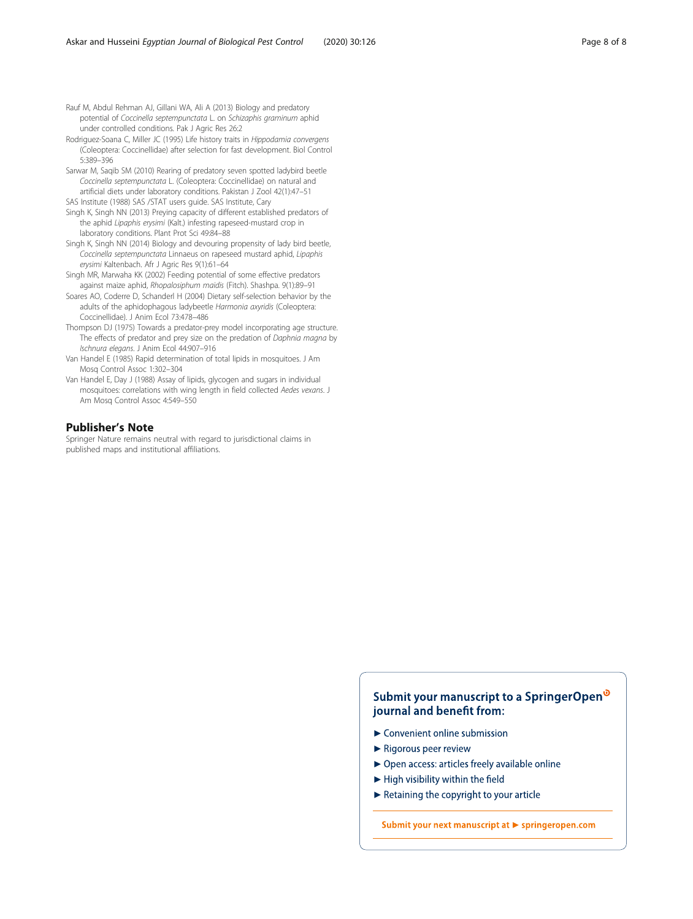Rauf M, Abdul Rehman AJ, Gillani WA, Ali A (2013) Biology and predatory potential of *Coccinella septempunctata* L. on *Schizaphis graminum* aphid under controlled conditions. Pak J Agric Res 26:2

Rodriguez-Soana C, Miller JC (1995) Life history traits in *Hippodamia convergens* (Coleoptera: Coccinellidae) after selection for fast development. Biol Control 5:389–396

Sarwar M, Saqib SM (2010) Rearing of predatory seven spotted ladybird beetle *Coccinella septempunctata* L. (Coleoptera: Coccinellidae) on natural and artificial diets under laboratory conditions. Pakistan J Zool 42(1):47–51

SAS Institute (1988) SAS /STAT users guide. SAS Institute, Cary

Singh K, Singh NN (2013) Preying capacity of different established predators of the aphid *Lipaphis erysimi* (Kalt.) infesting rapeseed-mustard crop in laboratory conditions. Plant Prot Sci 49:84–88

Singh K, Singh NN (2014) Biology and devouring propensity of lady bird beetle, *Coccinella septempunctata* Linnaeus on rapeseed mustard aphid, *Lipaphis erysimi* Kaltenbach. Afr J Agric Res 9(1):61–64

Singh MR, Marwaha KK (2002) Feeding potential of some effective predators against maize aphid, *Rhopalosiphum maidis* (Fitch). Shashpa. 9(1):89–91

Soares AO, Coderre D, Schanderl H (2004) Dietary self-selection behavior by the adults of the aphidophagous ladybeetle *Harmonia axyridis* (Coleoptera: Coccinellidae). J Anim Ecol 73:478–486

Thompson DJ (1975) Towards a predator-prey model incorporating age structure. The effects of predator and prey size on the predation of *Daphnia magna* by *Ischnura elegans*. J Anim Ecol 44:907–916

Van Handel E (1985) Rapid determination of total lipids in mosquitoes. J Am Mosq Control Assoc 1:302–304

Van Handel E, Day J (1988) Assay of lipids, glycogen and sugars in individual mosquitoes: correlations with wing length in field collected *Aedes vexans*. J Am Mosq Control Assoc 4:549–550

## Publisher's Note

Springer Nature remains neutral with regard to jurisdictional claims in published maps and institutional affiliations.

**Submit your manuscript to a SpringerOpen journal and benefit from:**

- ► Convenient online submission
- ► Rigorous peer review
- ► Open access: articles freely available online
- ► High visibility within the field
- ► Retaining the copyright to your article

**Submit your next manuscript at ► springeropen.com**